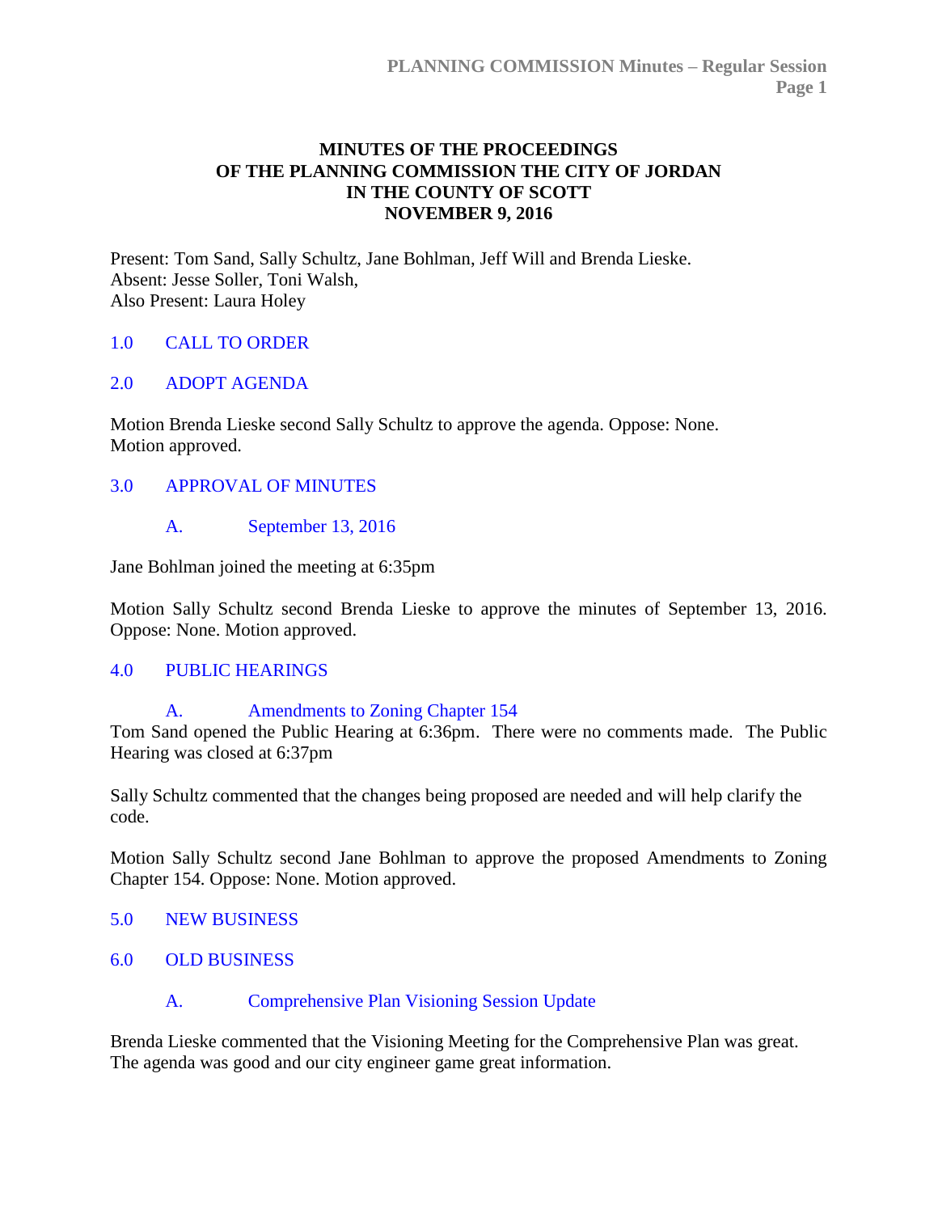**MINUTES OF THE PROCEEDINGS**
**OF THE PLANNING COMMISSION THE CITY OF JORDAN**
**IN THE COUNTY OF SCOTT**
**NOVEMBER 9, 2016**

Present: Tom Sand, Sally Schultz, Jane Bohlman, Jeff Will and Brenda Lieske.
Absent: Jesse Soller, Toni Walsh,
Also Present: Laura Holey

## 1.0 CALL TO ORDER

## 2.0 ADOPT AGENDA

Motion Brenda Lieske second Sally Schultz to approve the agenda. Oppose: None. Motion approved.

## 3.0 APPROVAL OF MINUTES

### A. September 13, 2016

Jane Bohlman joined the meeting at 6:35pm

Motion Sally Schultz second Brenda Lieske to approve the minutes of September 13, 2016. Oppose: None. Motion approved.

## 4.0 PUBLIC HEARINGS

### A. Amendments to Zoning Chapter 154

Tom Sand opened the Public Hearing at 6:36pm. There were no comments made. The Public Hearing was closed at 6:37pm

Sally Schultz commented that the changes being proposed are needed and will help clarify the code.

Motion Sally Schultz second Jane Bohlman to approve the proposed Amendments to Zoning Chapter 154. Oppose: None. Motion approved.

## 5.0 NEW BUSINESS

## 6.0 OLD BUSINESS

### A. Comprehensive Plan Visioning Session Update

Brenda Lieske commented that the Visioning Meeting for the Comprehensive Plan was great. The agenda was good and our city engineer game great information.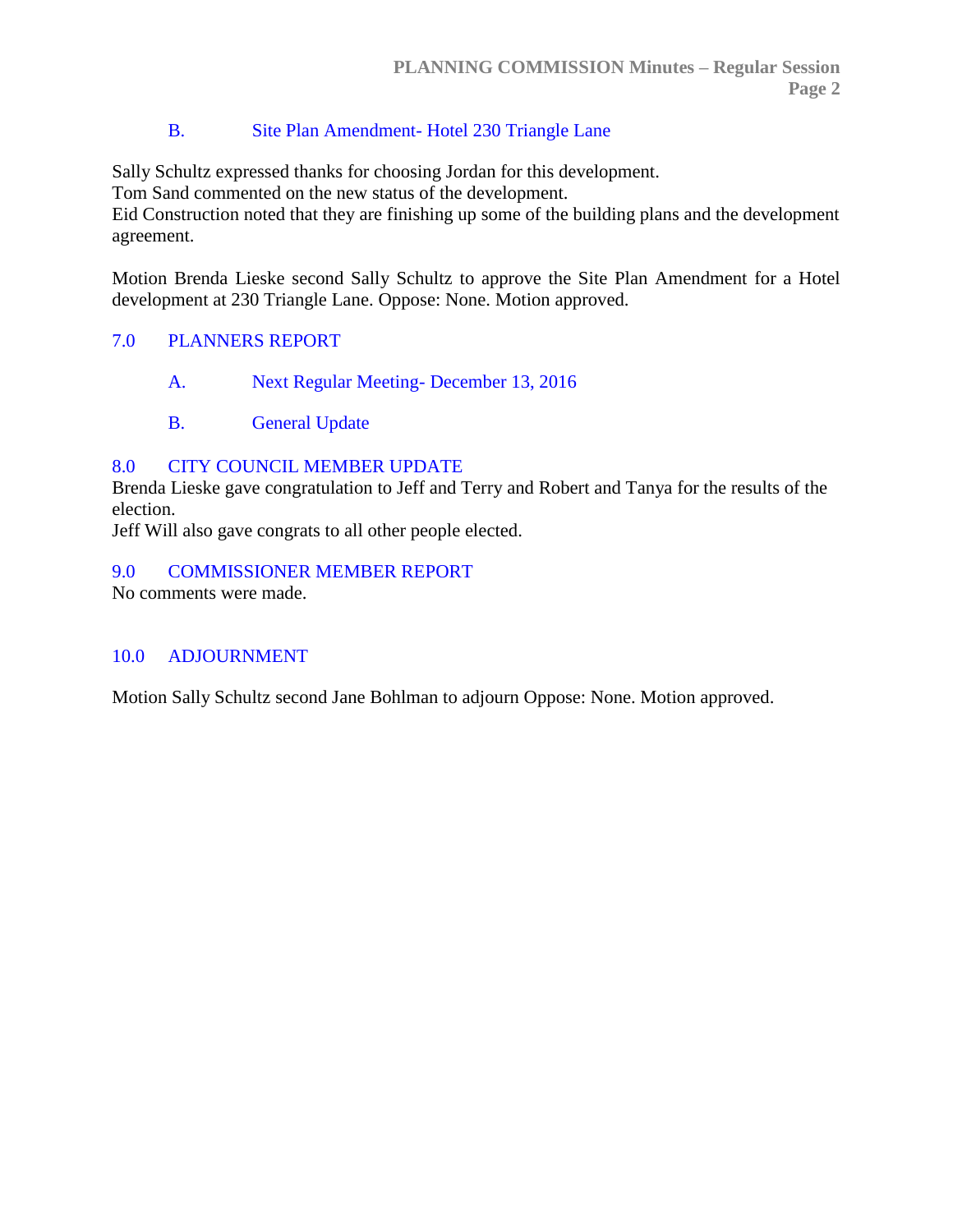B. Site Plan Amendment- Hotel 230 Triangle Lane

Sally Schultz expressed thanks for choosing Jordan for this development.
Tom Sand commented on the new status of the development.
Eid Construction noted that they are finishing up some of the building plans and the development agreement.

Motion Brenda Lieske second Sally Schultz to approve the Site Plan Amendment for a Hotel development at 230 Triangle Lane. Oppose: None. Motion approved.

## 7.0 PLANNERS REPORT

A. Next Regular Meeting- December 13, 2016

B. General Update

## 8.0 CITY COUNCIL MEMBER UPDATE

Brenda Lieske gave congratulation to Jeff and Terry and Robert and Tanya for the results of the election.
Jeff Will also gave congrats to all other people elected.

## 9.0 COMMISSIONER MEMBER REPORT

No comments were made.

## 10.0 ADJOURNMENT

Motion Sally Schultz second Jane Bohlman to adjourn Oppose: None. Motion approved.